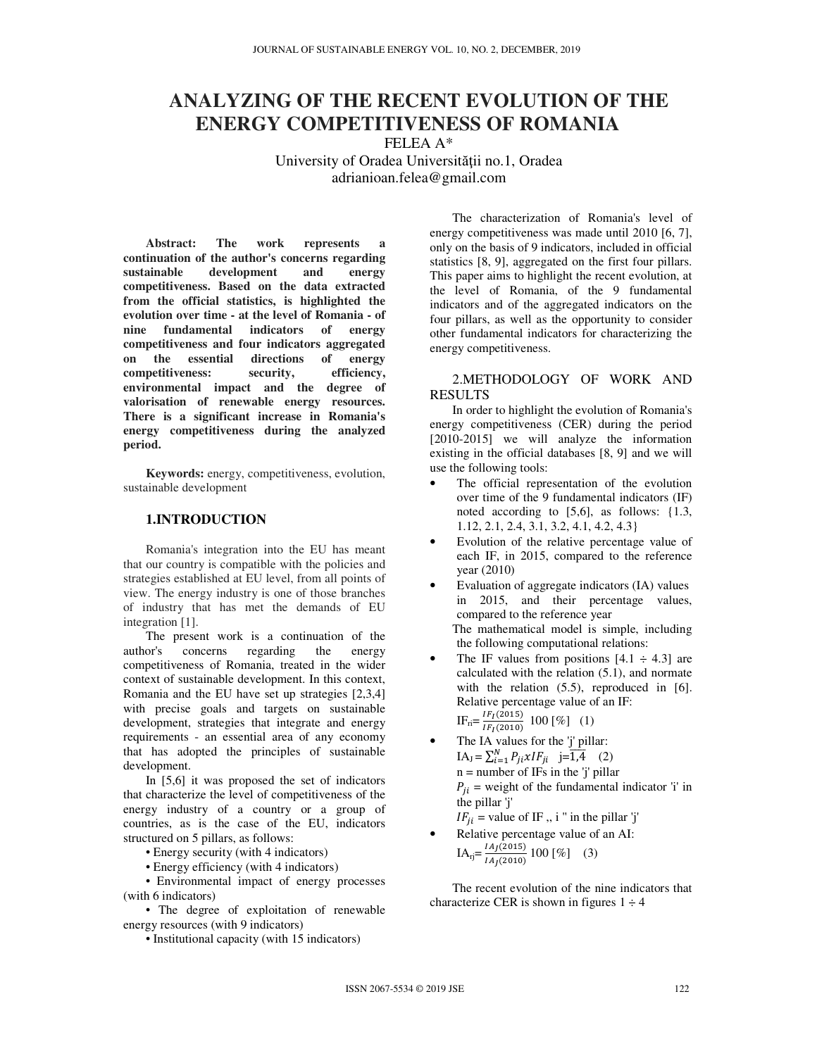# ANALYZING OF THE RECENT EVOLUTION OF THE ENERGY COMPETITIVENESS OF ROMANIA

FELEA A*

University of Oradea Universităţii no.1, Oradea

adrianioan.felea@gmail.com

**Abstract: The work represents a continuation of the author's concerns regarding sustainable development and energy competitiveness. Based on the data extracted from the official statistics, is highlighted the evolution over time - at the level of Romania - of nine fundamental indicators of energy competitiveness and four indicators aggregated on the essential directions of energy competitiveness: security, efficiency, environmental impact and the degree of valorisation of renewable energy resources. There is a significant increase in Romania's energy competitiveness during the analyzed period.**

**Keywords:** energy, competitiveness, evolution, sustainable development

## 1.INTRODUCTION

Romania's integration into the EU has meant that our country is compatible with the policies and strategies established at EU level, from all points of view. The energy industry is one of those branches of industry that has met the demands of EU integration [1].

The present work is a continuation of the author's concerns regarding the energy competitiveness of Romania, treated in the wider context of sustainable development. In this context, Romania and the EU have set up strategies [2,3,4] with precise goals and targets on sustainable development, strategies that integrate and energy requirements - an essential area of any economy that has adopted the principles of sustainable development.

In [5,6] it was proposed the set of indicators that characterize the level of competitiveness of the energy industry of a country or a group of countries, as is the case of the EU, indicators structured on 5 pillars, as follows:

- Energy security (with 4 indicators)
- Energy efficiency (with 4 indicators)
- Environmental impact of energy processes (with 6 indicators)
- The degree of exploitation of renewable energy resources (with 9 indicators)
- Institutional capacity (with 15 indicators)

The characterization of Romania's level of energy competitiveness was made until 2010 [6, 7], only on the basis of 9 indicators, included in official statistics [8, 9], aggregated on the first four pillars. This paper aims to highlight the recent evolution, at the level of Romania, of the 9 fundamental indicators and of the aggregated indicators on the four pillars, as well as the opportunity to consider other fundamental indicators for characterizing the energy competitiveness.

## 2.METHODOLOGY OF WORK AND RESULTS

In order to highlight the evolution of Romania's energy competitiveness (CER) during the period [2010-2015] we will analyze the information existing in the official databases [8, 9] and we will use the following tools:

- The official representation of the evolution over time of the 9 fundamental indicators (IF) noted according to [5,6], as follows: {1.3, 1.12, 2.1, 2.4, 3.1, 3.2, 4.1, 4.2, 4.3}
- Evolution of the relative percentage value of each IF, in 2015, compared to the reference year (2010)
- Evaluation of aggregate indicators (IA) values in 2015, and their percentage values, compared to the reference year

The mathematical model is simple, including the following computational relations:

- The IF values from positions [4.1 ÷ 4.3] are calculated with the relation (5.1), and normate with the relation (5.5), reproduced in [6]. Relative percentage value of an IF:

  $IF_{ri} = \frac{IF_I(2015)}{IF_I(2010)}\ 100\ [\%]$ (1)

- The IA values for the 'j' pillar:

  $IA_J = \sum_{i=1}^{N} P_{ji} x IF_{ji} \quad j=\overline{1,4}$ (2)

  n = number of IFs in the 'j' pillar

  $P_{ji}$ = weight of the fundamental indicator 'i' in the pillar 'j'

  $IF_{ji}$ = value of IF „ i " in the pillar 'j'

- Relative percentage value of an AI:

  $IA_{rj} = \frac{IA_J(2015)}{IA_J(2010)}\ 100\ [\%]$ (3)

The recent evolution of the nine indicators that characterize CER is shown in figures 1 ÷ 4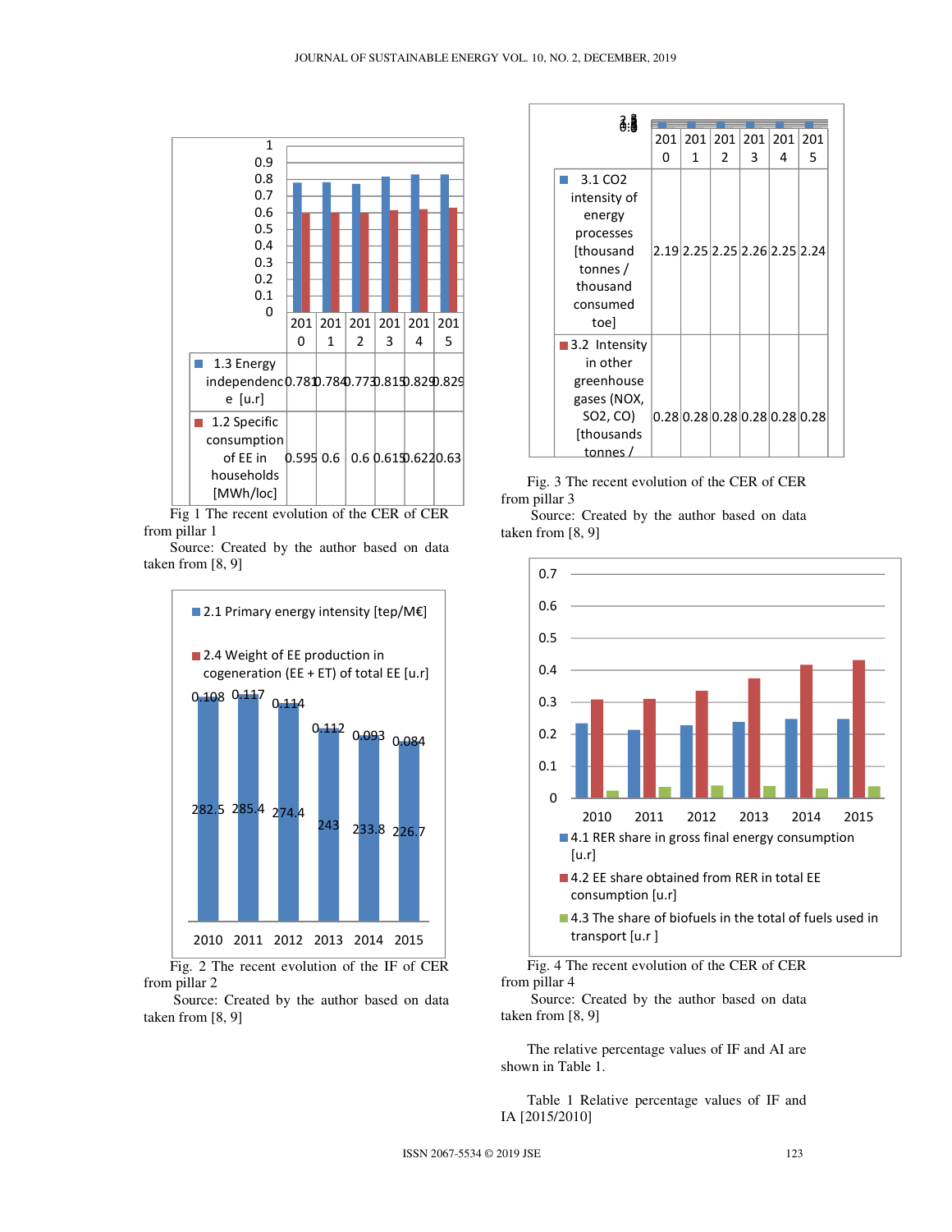| | 2010 | 2011 | 2012 | 2013 | 2014 | 2015 |
|---|---|---|---|---|---|---|
| 1.3 Energy independence [u.r] | 0.781 | 0.784 | 0.773 | 0.815 | 0.829 | 0.829 |
| 1.2 Specific consumption of EE in households [MWh/loc] | 0.595 | 0.6 | 0.6 | 0.615 | 0.622 | 0.63 |

Fig 1 The recent evolution of the CER of CER from pillar 1

Source: Created by the author based on data taken from [8, 9]

| | 2010 | 2011 | 2012 | 2013 | 2014 | 2015 |
|---|---|---|---|---|---|---|
| 2.1 Primary energy intensity [tep/M€] | 282.5 | 285.4 | 274.4 | 243 | 233.8 | 226.7 |
| 2.4 Weight of EE production in cogeneration (EE + ET) of total EE [u.r] | 0.108 | 0.117 | 0.114 | 0.112 | 0.093 | 0.084 |

Fig. 2 The recent evolution of the IF of CER from pillar 2

Source: Created by the author based on data taken from [8, 9]

| | 2010 | 2011 | 2012 | 2013 | 2014 | 2015 |
|---|---|---|---|---|---|---|
| 3.1 $CO_2$ intensity of energy processes [thousand tonnes / thousand consumed toe] | 2.19 | 2.25 | 2.25 | 2.26 | 2.25 | 2.24 |
| 3.2 Intensity in other greenhouse gases ($NO_X$, $SO_2$, CO) [thousands tonnes / | 0.28 | 0.28 | 0.28 | 0.28 | 0.28 | 0.28 |

Fig. 3 The recent evolution of the CER of CER from pillar 3

Source: Created by the author based on data taken from [8, 9]

Legend: 4.1 RER share in gross final energy consumption [u.r]; 4.2 EE share obtained from RER in total EE consumption [u.r]; 4.3 The share of biofuels in the total of fuels used in transport [u.r ]

Fig. 4 The recent evolution of the CER of CER from pillar 4

Source: Created by the author based on data taken from [8, 9]

The relative percentage values of IF and AI are shown in Table 1.

Table 1 Relative percentage values of IF and IA [2015/2010]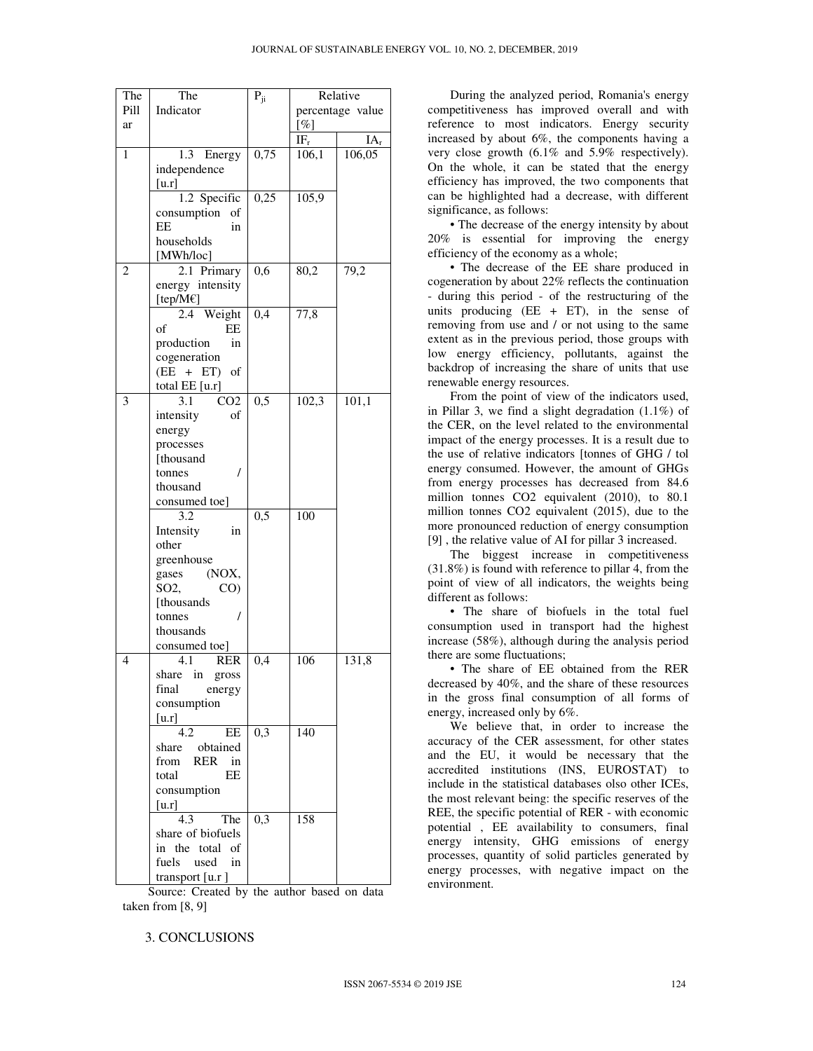| The Pillar | The Indicator | $P_{ji}$ | Relative percentage value [%] | |
|---|---|---|---|---|
| | | | $IF_r$ | $IA_r$ |
| 1 | 1.3 Energy independence [u.r] | 0,75 | 106,1 | 106,05 |
| | 1.2 Specific consumption of EE in households [MWh/loc] | 0,25 | 105,9 | |
| 2 | 2.1 Primary energy intensity [tep/M€] | 0,6 | 80,2 | 79,2 |
| | 2.4 Weight of EE production in cogeneration (EE + ET) of total EE [u.r] | 0,4 | 77,8 | |
| 3 | 3.1 CO2 intensity of energy processes [thousand tonnes / thousand consumed toe] | 0,5 | 102,3 | 101,1 |
| | 3.2 Intensity in other greenhouse gases (NOX, SO2, CO) [thousands tonnes / thousands consumed toe] | 0,5 | 100 | |
| 4 | 4.1 RER share in gross final energy consumption [u.r] | 0,4 | 106 | 131,8 |
| | 4.2 EE share obtained from RER in total EE consumption [u.r] | 0,3 | 140 | |
| | 4.3 The share of biofuels in the total of fuels used in transport [u.r ] | 0,3 | 158 | |

Source: Created by the author based on data taken from [8, 9]

During the analyzed period, Romania's energy competitiveness has improved overall and with reference to most indicators. Energy security increased by about 6%, the components having a very close growth (6.1% and 5.9% respectively). On the whole, it can be stated that the energy efficiency has improved, the two components that can be highlighted had a decrease, with different significance, as follows:

- The decrease of the energy intensity by about 20% is essential for improving the energy efficiency of the economy as a whole;
- The decrease of the EE share produced in cogeneration by about 22% reflects the continuation - during this period - of the restructuring of the units producing (EE + ET), in the sense of removing from use and / or not using to the same extent as in the previous period, those groups with low energy efficiency, pollutants, against the backdrop of increasing the share of units that use renewable energy resources.

From the point of view of the indicators used, in Pillar 3, we find a slight degradation (1.1%) of the CER, on the level related to the environmental impact of the energy processes. It is a result due to the use of relative indicators [tonnes of GHG / tol energy consumed. However, the amount of GHGs from energy processes has decreased from 84.6 million tonnes CO2 equivalent (2010), to 80.1 million tonnes CO2 equivalent (2015), due to the more pronounced reduction of energy consumption [9] , the relative value of AI for pillar 3 increased.

The biggest increase in competitiveness (31.8%) is found with reference to pillar 4, from the point of view of all indicators, the weights being different as follows:

- The share of biofuels in the total fuel consumption used in transport had the highest increase (58%), although during the analysis period there are some fluctuations;
- The share of EE obtained from the RER decreased by 40%, and the share of these resources in the gross final consumption of all forms of energy, increased only by 6%.

We believe that, in order to increase the accuracy of the CER assessment, for other states and the EU, it would be necessary that the accredited institutions (INS, EUROSTAT) to include in the statistical databases olso other ICEs, the most relevant being: the specific reserves of the REE, the specific potential of RER - with economic potential , EE availability to consumers, final energy intensity, GHG emissions of energy processes, quantity of solid particles generated by energy processes, with negative impact on the environment.

## 3. CONCLUSIONS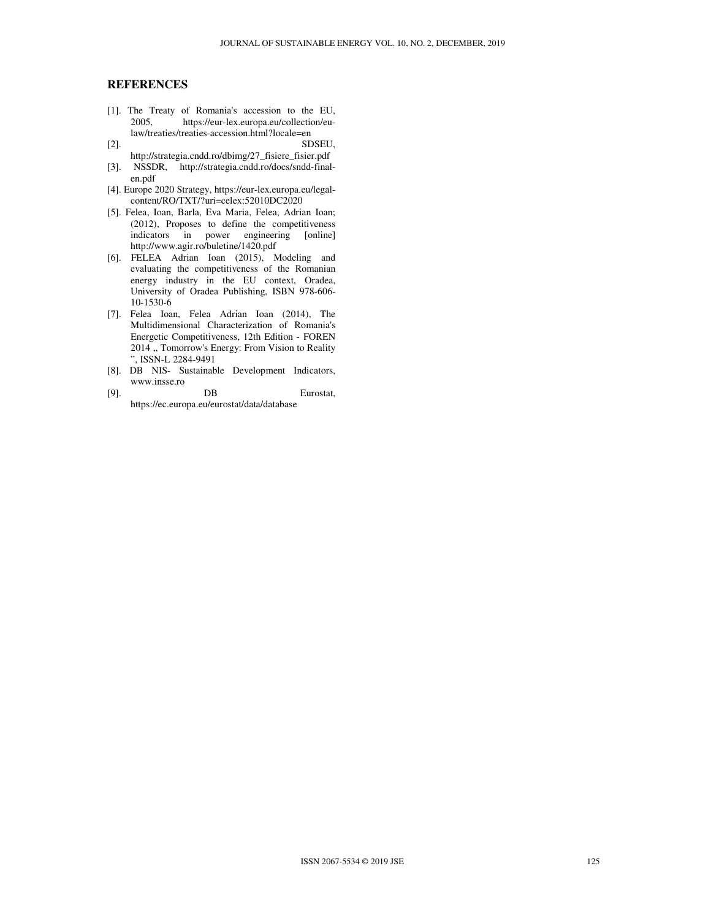## REFERENCES

[1]. The Treaty of Romania's accession to the EU, 2005, https://eur-lex.europa.eu/collection/eu-law/treaties/treaties-accession.html?locale=en

[2]. SDSEU, http://strategia.cndd.ro/dbimg/27_fisiere_fisier.pdf

[3]. NSSDR, http://strategia.cndd.ro/docs/sndd-final-en.pdf

[4]. Europe 2020 Strategy, https://eur-lex.europa.eu/legal-content/RO/TXT/?uri=celex:52010DC2020

[5]. Felea, Ioan, Barla, Eva Maria, Felea, Adrian Ioan; (2012), Proposes to define the competitiveness indicators in power engineering [online] http://www.agir.ro/buletine/1420.pdf

[6]. FELEA Adrian Ioan (2015), Modeling and evaluating the competitiveness of the Romanian energy industry in the EU context, Oradea, University of Oradea Publishing, ISBN 978-606-10-1530-6

[7]. Felea Ioan, Felea Adrian Ioan (2014), The Multidimensional Characterization of Romania's Energetic Competitiveness, 12th Edition - FOREN 2014 ,, Tomorrow's Energy: From Vision to Reality ", ISSN-L 2284-9491

[8]. DB NIS- Sustainable Development Indicators, www.insse.ro

[9]. DB Eurostat, https://ec.europa.eu/eurostat/data/database